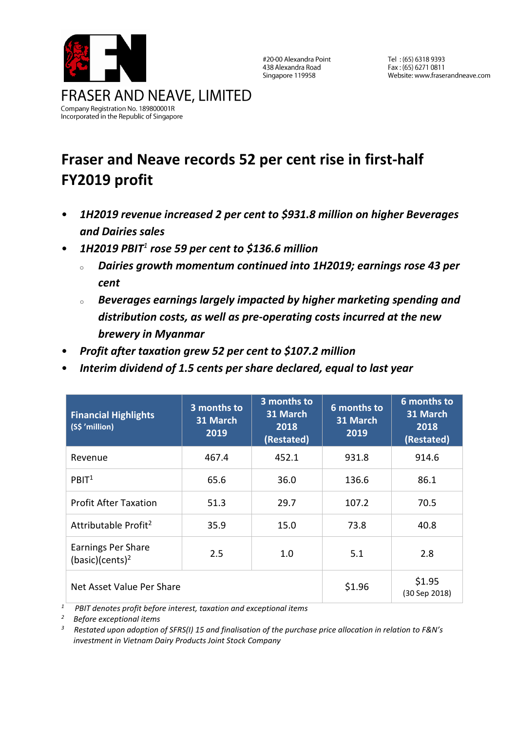FRASER AND NEAVE, LIMITED
Company Registration No. 189800001R
Incorporated in the Republic of Singapore

#20-00 Alexandra Point
438 Alexandra Road
Singapore 119958

Tel : (65) 6318 9393
Fax : (65) 6271 0811
Website: www.fraserandneave.com

# Fraser and Neave records 52 per cent rise in first-half FY2019 profit

- ***1H2019 revenue increased 2 per cent to $931.8 million on higher Beverages and Dairies sales***
- ***1H2019 PBIT[1] rose 59 per cent to $136.6 million***
  - ***Dairies growth momentum continued into 1H2019; earnings rose 43 per cent***
  - ***Beverages earnings largely impacted by higher marketing spending and distribution costs, as well as pre-operating costs incurred at the new brewery in Myanmar***
- ***Profit after taxation grew 52 per cent to $107.2 million***
- ***Interim dividend of 1.5 cents per share declared, equal to last year***

| **Financial Highlights** (S$ 'million) | **3 months to 31 March 2019** | **3 months to 31 March 2018 (Restated)** | **6 months to 31 March 2019** | **6 months to 31 March 2018 (Restated)** |
|---|---|---|---|---|
| Revenue | 467.4 | 452.1 | 931.8 | 914.6 |
| PBIT[1] | 65.6 | 36.0 | 136.6 | 86.1 |
| Profit After Taxation | 51.3 | 29.7 | 107.2 | 70.5 |
| Attributable Profit[2] | 35.9 | 15.0 | 73.8 | 40.8 |
| Earnings Per Share (basic)(cents)[2] | 2.5 | 1.0 | 5.1 | 2.8 |
| Net Asset Value Per Share | | | $1.96 | $1.95 (30 Sep 2018) |

[1] *PBIT denotes profit before interest, taxation and exceptional items*
[2] *Before exceptional items*
[3] *Restated upon adoption of SFRS(I) 15 and finalisation of the purchase price allocation in relation to F&N's investment in Vietnam Dairy Products Joint Stock Company*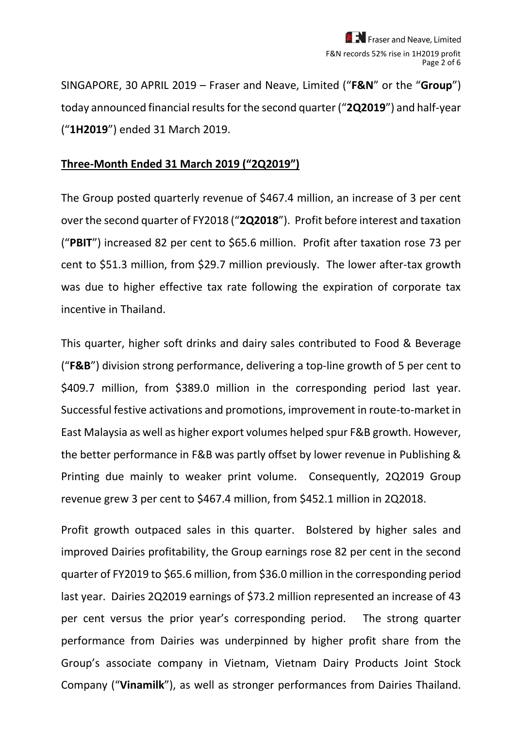SINGAPORE, 30 APRIL 2019 – Fraser and Neave, Limited ("**F&N**" or the "**Group**") today announced financial results for the second quarter ("**2Q2019**") and half-year ("**1H2019**") ended 31 March 2019.

## Three-Month Ended 31 March 2019 ("2Q2019")

The Group posted quarterly revenue of $467.4 million, an increase of 3 per cent over the second quarter of FY2018 ("**2Q2018**"). Profit before interest and taxation ("**PBIT**") increased 82 per cent to $65.6 million. Profit after taxation rose 73 per cent to $51.3 million, from $29.7 million previously. The lower after-tax growth was due to higher effective tax rate following the expiration of corporate tax incentive in Thailand.

This quarter, higher soft drinks and dairy sales contributed to Food & Beverage ("**F&B**") division strong performance, delivering a top-line growth of 5 per cent to $409.7 million, from $389.0 million in the corresponding period last year. Successful festive activations and promotions, improvement in route-to-market in East Malaysia as well as higher export volumes helped spur F&B growth. However, the better performance in F&B was partly offset by lower revenue in Publishing & Printing due mainly to weaker print volume. Consequently, 2Q2019 Group revenue grew 3 per cent to $467.4 million, from $452.1 million in 2Q2018.

Profit growth outpaced sales in this quarter. Bolstered by higher sales and improved Dairies profitability, the Group earnings rose 82 per cent in the second quarter of FY2019 to $65.6 million, from $36.0 million in the corresponding period last year. Dairies 2Q2019 earnings of $73.2 million represented an increase of 43 per cent versus the prior year's corresponding period. The strong quarter performance from Dairies was underpinned by higher profit share from the Group's associate company in Vietnam, Vietnam Dairy Products Joint Stock Company ("**Vinamilk**"), as well as stronger performances from Dairies Thailand.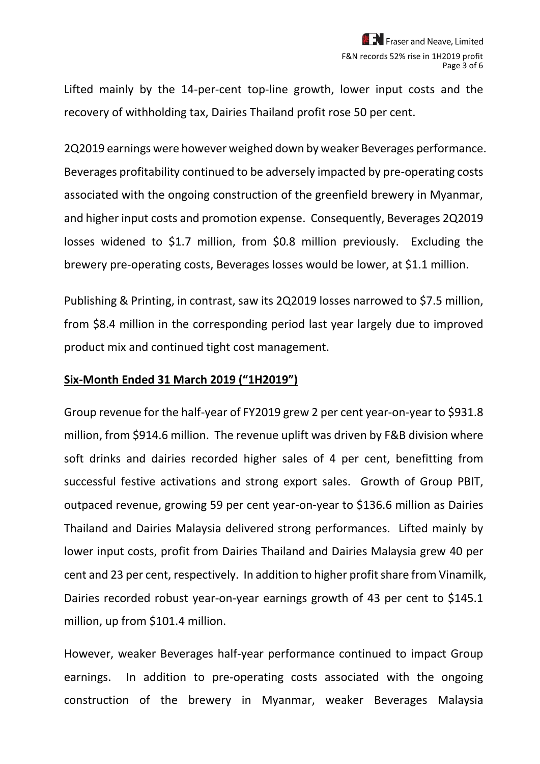Lifted mainly by the 14-per-cent top-line growth, lower input costs and the recovery of withholding tax, Dairies Thailand profit rose 50 per cent.

2Q2019 earnings were however weighed down by weaker Beverages performance. Beverages profitability continued to be adversely impacted by pre-operating costs associated with the ongoing construction of the greenfield brewery in Myanmar, and higher input costs and promotion expense. Consequently, Beverages 2Q2019 losses widened to $1.7 million, from $0.8 million previously. Excluding the brewery pre-operating costs, Beverages losses would be lower, at $1.1 million.

Publishing & Printing, in contrast, saw its 2Q2019 losses narrowed to $7.5 million, from $8.4 million in the corresponding period last year largely due to improved product mix and continued tight cost management.

**<u>Six-Month Ended 31 March 2019 ("1H2019")</u>**

Group revenue for the half-year of FY2019 grew 2 per cent year-on-year to $931.8 million, from $914.6 million. The revenue uplift was driven by F&B division where soft drinks and dairies recorded higher sales of 4 per cent, benefitting from successful festive activations and strong export sales. Growth of Group PBIT, outpaced revenue, growing 59 per cent year-on-year to $136.6 million as Dairies Thailand and Dairies Malaysia delivered strong performances. Lifted mainly by lower input costs, profit from Dairies Thailand and Dairies Malaysia grew 40 per cent and 23 per cent, respectively. In addition to higher profit share from Vinamilk, Dairies recorded robust year-on-year earnings growth of 43 per cent to $145.1 million, up from $101.4 million.

However, weaker Beverages half-year performance continued to impact Group earnings. In addition to pre-operating costs associated with the ongoing construction of the brewery in Myanmar, weaker Beverages Malaysia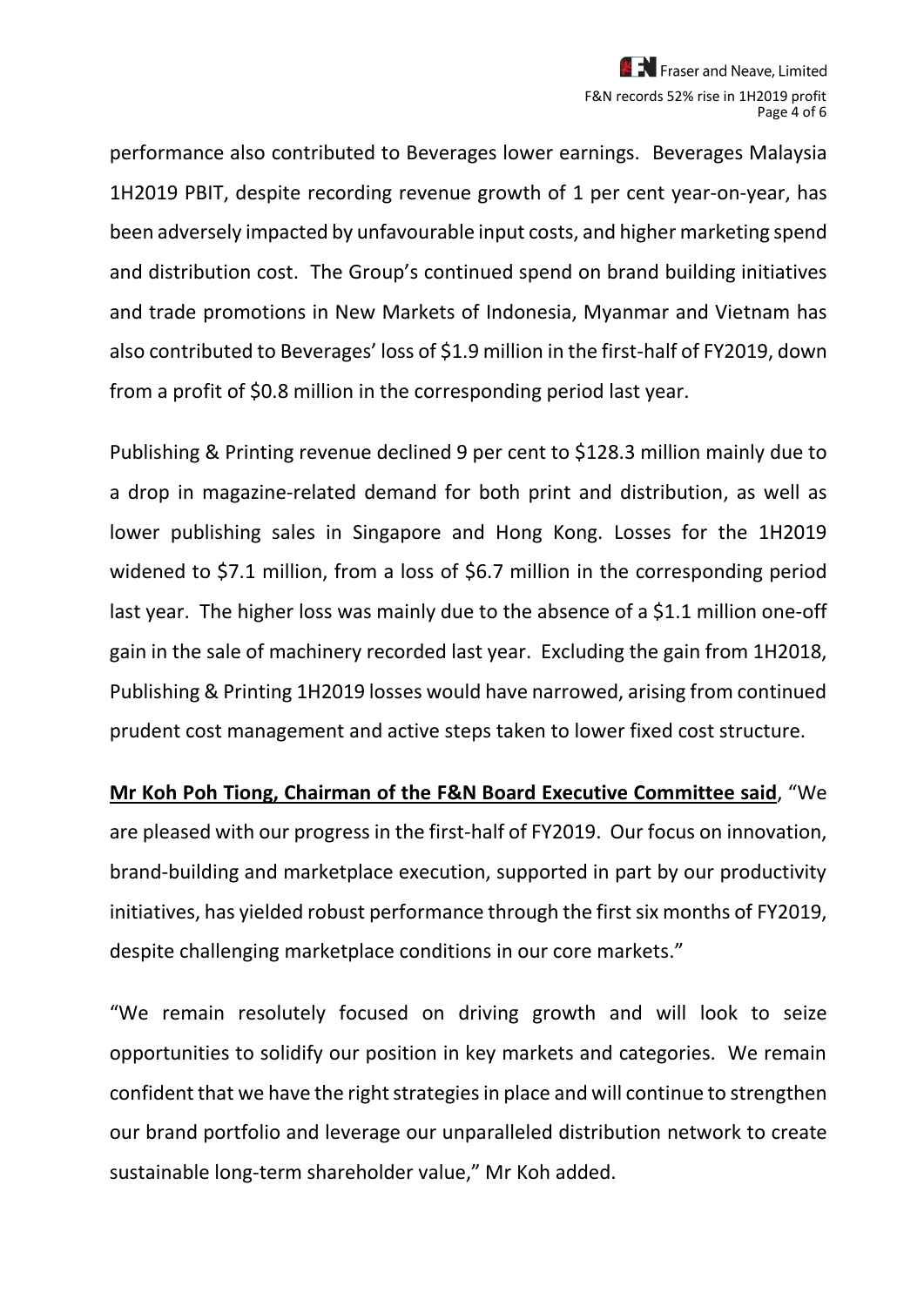performance also contributed to Beverages lower earnings. Beverages Malaysia 1H2019 PBIT, despite recording revenue growth of 1 per cent year-on-year, has been adversely impacted by unfavourable input costs, and higher marketing spend and distribution cost. The Group's continued spend on brand building initiatives and trade promotions in New Markets of Indonesia, Myanmar and Vietnam has also contributed to Beverages' loss of $1.9 million in the first-half of FY2019, down from a profit of $0.8 million in the corresponding period last year.

Publishing & Printing revenue declined 9 per cent to $128.3 million mainly due to a drop in magazine-related demand for both print and distribution, as well as lower publishing sales in Singapore and Hong Kong. Losses for the 1H2019 widened to $7.1 million, from a loss of $6.7 million in the corresponding period last year. The higher loss was mainly due to the absence of a $1.1 million one-off gain in the sale of machinery recorded last year. Excluding the gain from 1H2018, Publishing & Printing 1H2019 losses would have narrowed, arising from continued prudent cost management and active steps taken to lower fixed cost structure.

**Mr Koh Poh Tiong, Chairman of the F&N Board Executive Committee said**, "We are pleased with our progress in the first-half of FY2019. Our focus on innovation, brand-building and marketplace execution, supported in part by our productivity initiatives, has yielded robust performance through the first six months of FY2019, despite challenging marketplace conditions in our core markets."

"We remain resolutely focused on driving growth and will look to seize opportunities to solidify our position in key markets and categories. We remain confident that we have the right strategies in place and will continue to strengthen our brand portfolio and leverage our unparalleled distribution network to create sustainable long-term shareholder value," Mr Koh added.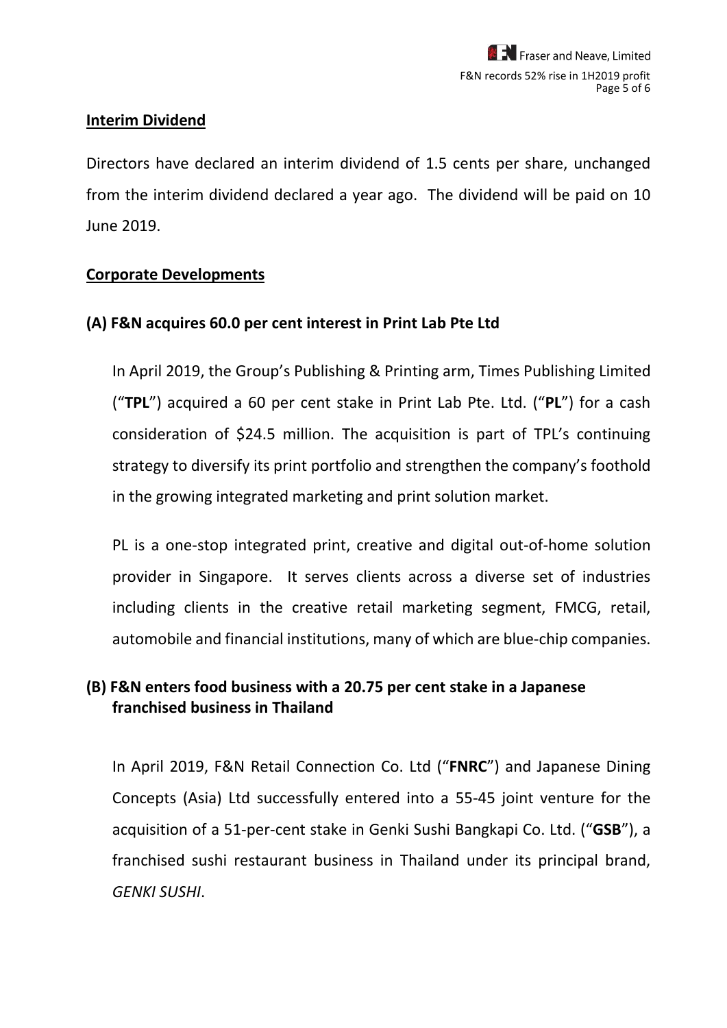## Interim Dividend

Directors have declared an interim dividend of 1.5 cents per share, unchanged from the interim dividend declared a year ago. The dividend will be paid on 10 June 2019.

## Corporate Developments

### (A) F&N acquires 60.0 per cent interest in Print Lab Pte Ltd

In April 2019, the Group's Publishing & Printing arm, Times Publishing Limited ("**TPL**") acquired a 60 per cent stake in Print Lab Pte. Ltd. ("**PL**") for a cash consideration of $24.5 million. The acquisition is part of TPL's continuing strategy to diversify its print portfolio and strengthen the company's foothold in the growing integrated marketing and print solution market.

PL is a one-stop integrated print, creative and digital out-of-home solution provider in Singapore. It serves clients across a diverse set of industries including clients in the creative retail marketing segment, FMCG, retail, automobile and financial institutions, many of which are blue-chip companies.

### (B) F&N enters food business with a 20.75 per cent stake in a Japanese franchised business in Thailand

In April 2019, F&N Retail Connection Co. Ltd ("**FNRC**") and Japanese Dining Concepts (Asia) Ltd successfully entered into a 55-45 joint venture for the acquisition of a 51-per-cent stake in Genki Sushi Bangkapi Co. Ltd. ("**GSB**"), a franchised sushi restaurant business in Thailand under its principal brand, *GENKI SUSHI*.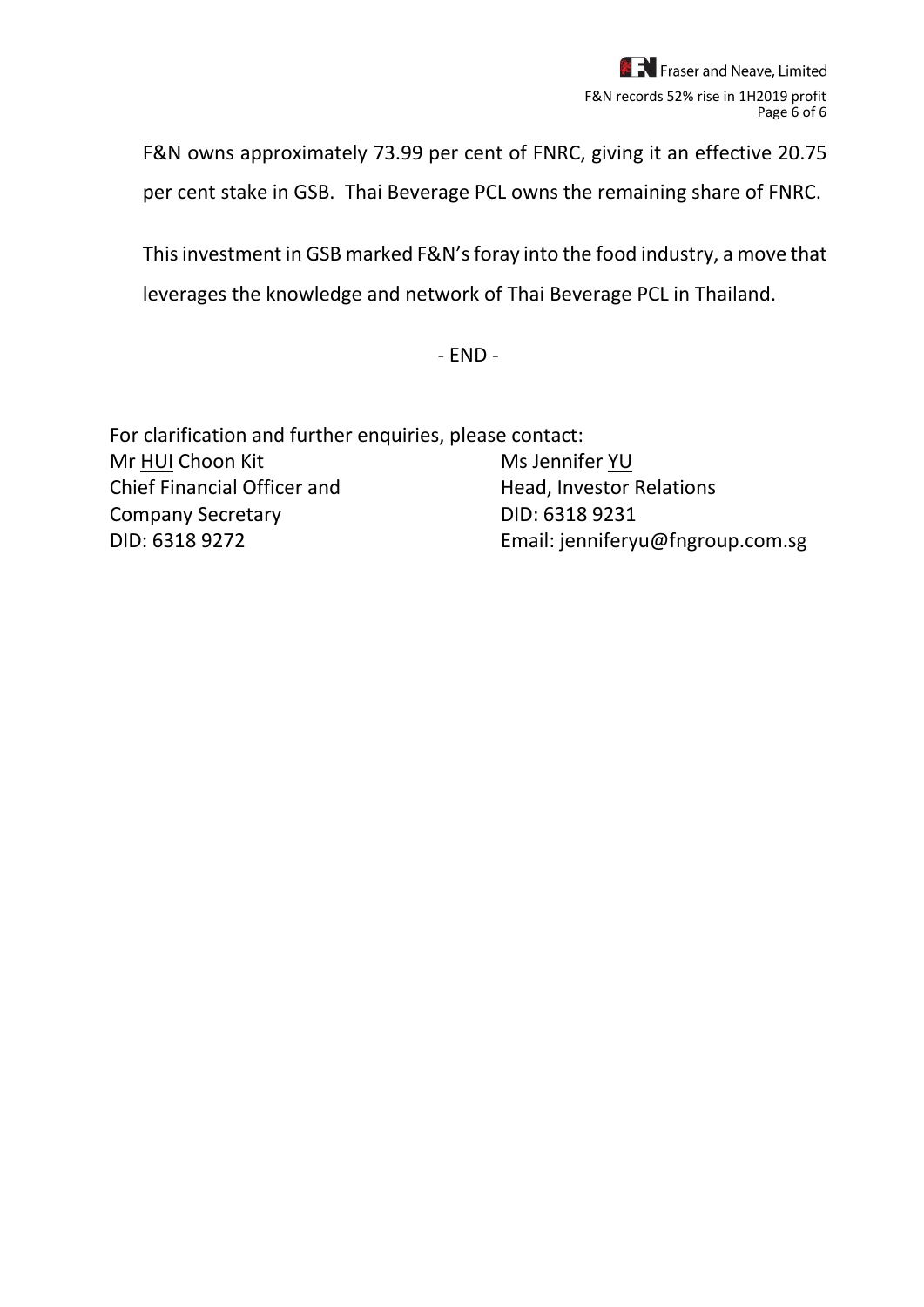F&N owns approximately 73.99 per cent of FNRC, giving it an effective 20.75 per cent stake in GSB. Thai Beverage PCL owns the remaining share of FNRC.

This investment in GSB marked F&N's foray into the food industry, a move that leverages the knowledge and network of Thai Beverage PCL in Thailand.

- END -

For clarification and further enquiries, please contact:

Mr HUI Choon Kit
Chief Financial Officer and
Company Secretary
DID: 6318 9272

Ms Jennifer YU
Head, Investor Relations
DID: 6318 9231
Email: jenniferyu@fngroup.com.sg